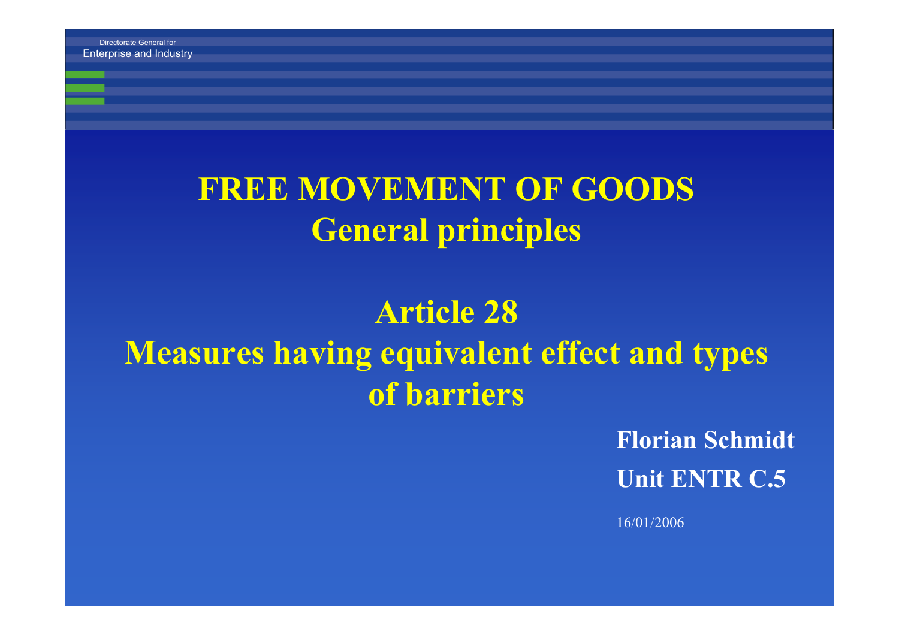Directorate General for
Enterprise and Industry

# FREE MOVEMENT OF GOODS
## General principles

## Article 28
## Measures having equivalent effect and types of barriers

**Florian Schmidt**

**Unit ENTR C.5**

16/01/2006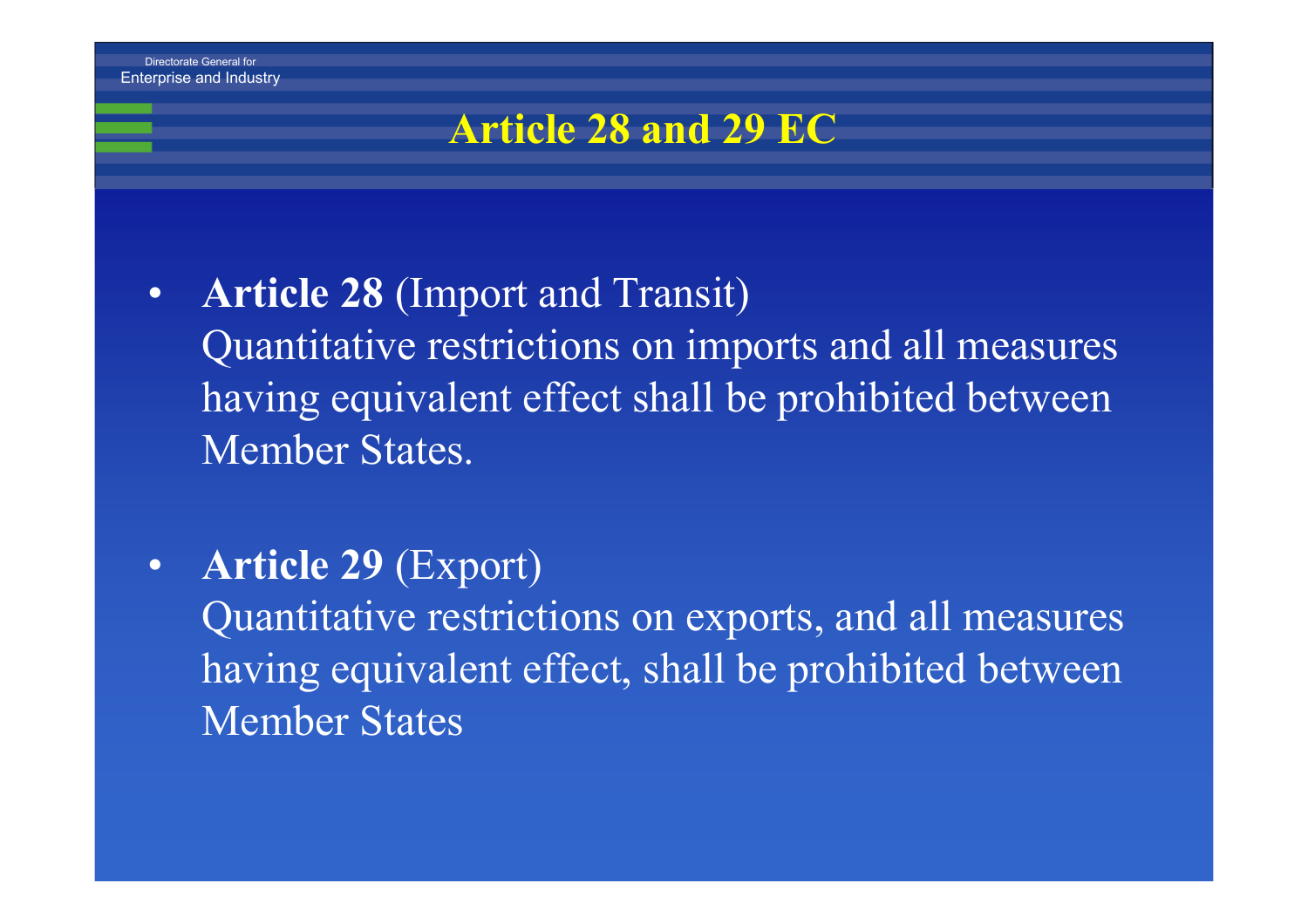# Article 28 and 29 EC

- **Article 28** (Import and Transit)
  Quantitative restrictions on imports and all measures having equivalent effect shall be prohibited between Member States.

- **Article 29** (Export)
  Quantitative restrictions on exports, and all measures having equivalent effect, shall be prohibited between Member States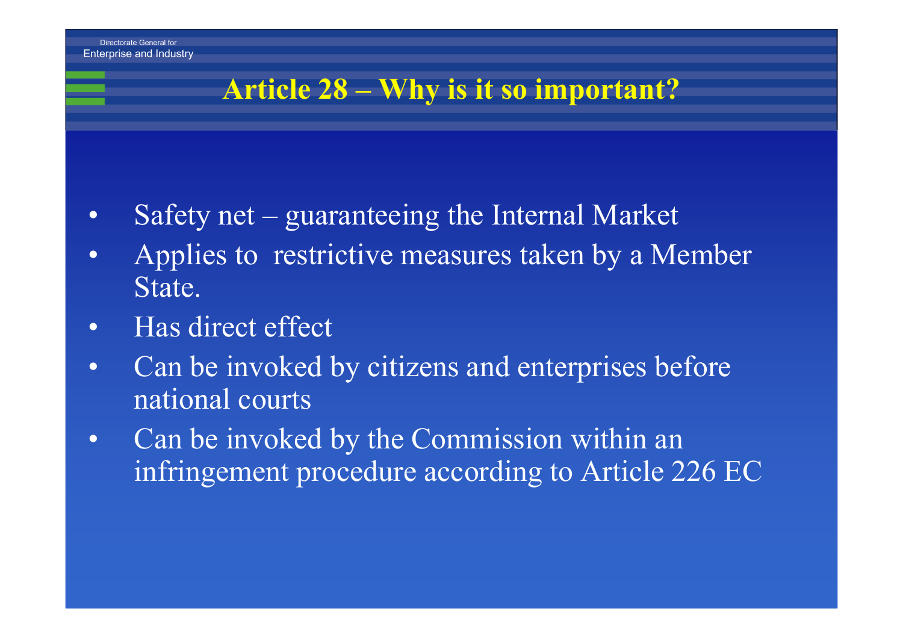# Article 28 – Why is it so important?

- Safety net – guaranteeing the Internal Market
- Applies to restrictive measures taken by a Member State.
- Has direct effect
- Can be invoked by citizens and enterprises before national courts
- Can be invoked by the Commission within an infringement procedure according to Article 226 EC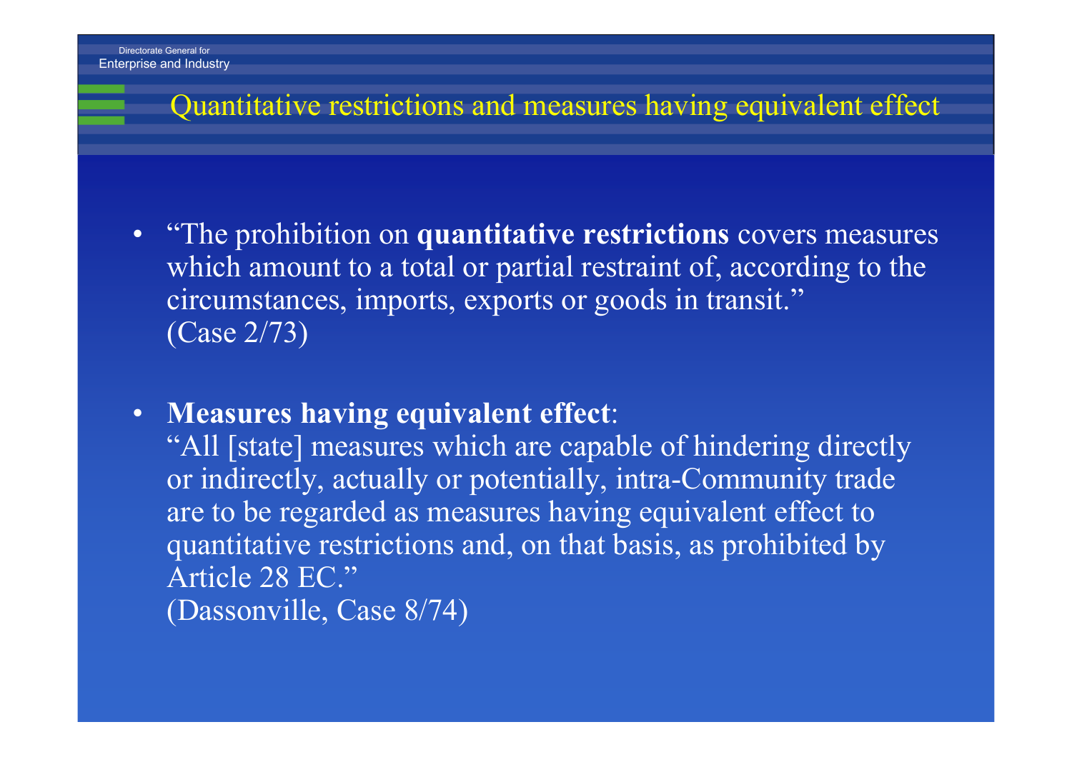# Quantitative restrictions and measures having equivalent effect

- "The prohibition on **quantitative restrictions** covers measures which amount to a total or partial restraint of, according to the circumstances, imports, exports or goods in transit." (Case 2/73)

- **Measures having equivalent effect**:
  "All [state] measures which are capable of hindering directly or indirectly, actually or potentially, intra-Community trade are to be regarded as measures having equivalent effect to quantitative restrictions and, on that basis, as prohibited by Article 28 EC."
  (Dassonville, Case 8/74)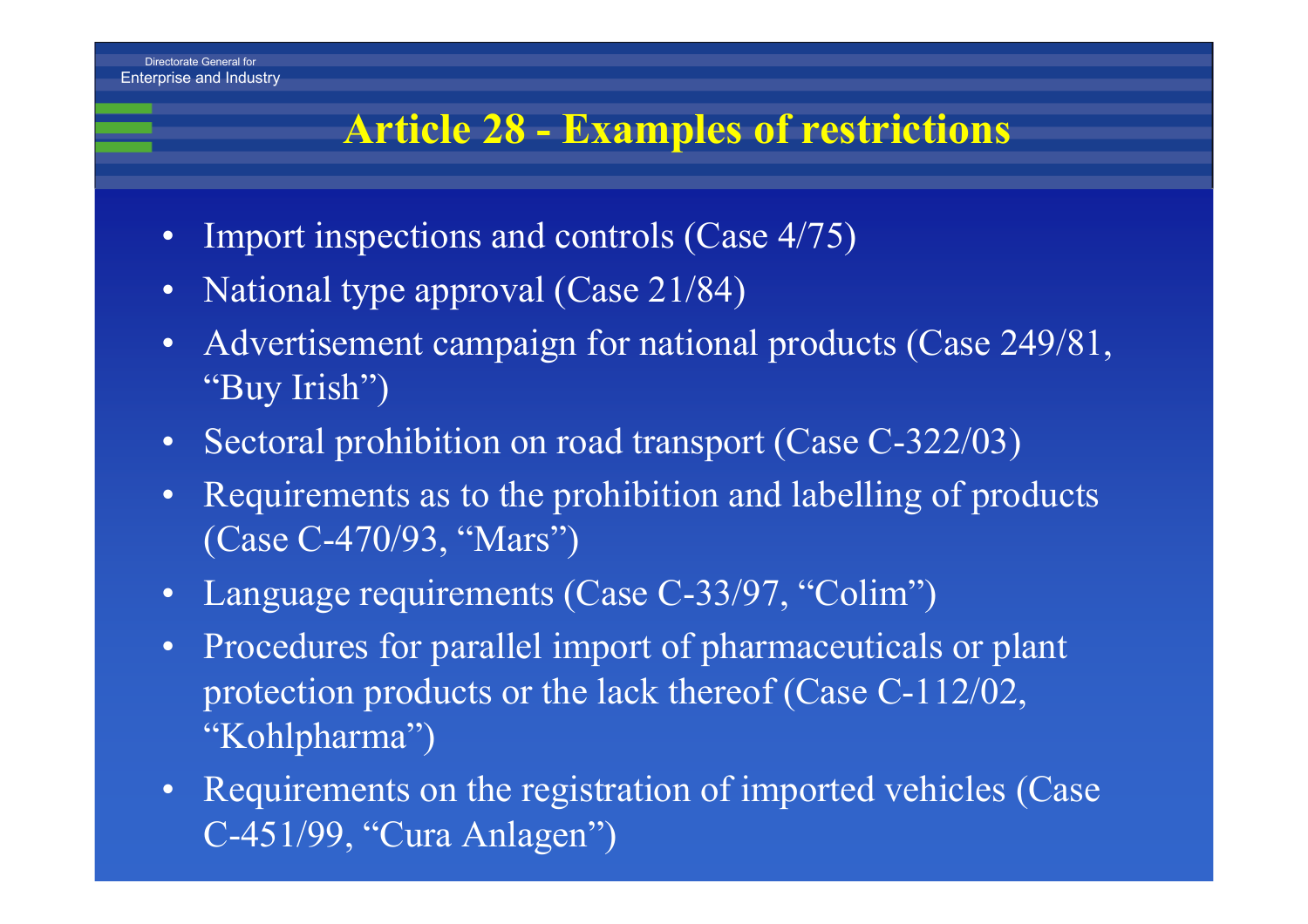# Article 28 - Examples of restrictions

- Import inspections and controls (Case 4/75)
- National type approval (Case 21/84)
- Advertisement campaign for national products (Case 249/81, "Buy Irish")
- Sectoral prohibition on road transport (Case C-322/03)
- Requirements as to the prohibition and labelling of products (Case C-470/93, "Mars")
- Language requirements (Case C-33/97, "Colim")
- Procedures for parallel import of pharmaceuticals or plant protection products or the lack thereof (Case C-112/02, "Kohlpharma")
- Requirements on the registration of imported vehicles (Case C-451/99, "Cura Anlagen")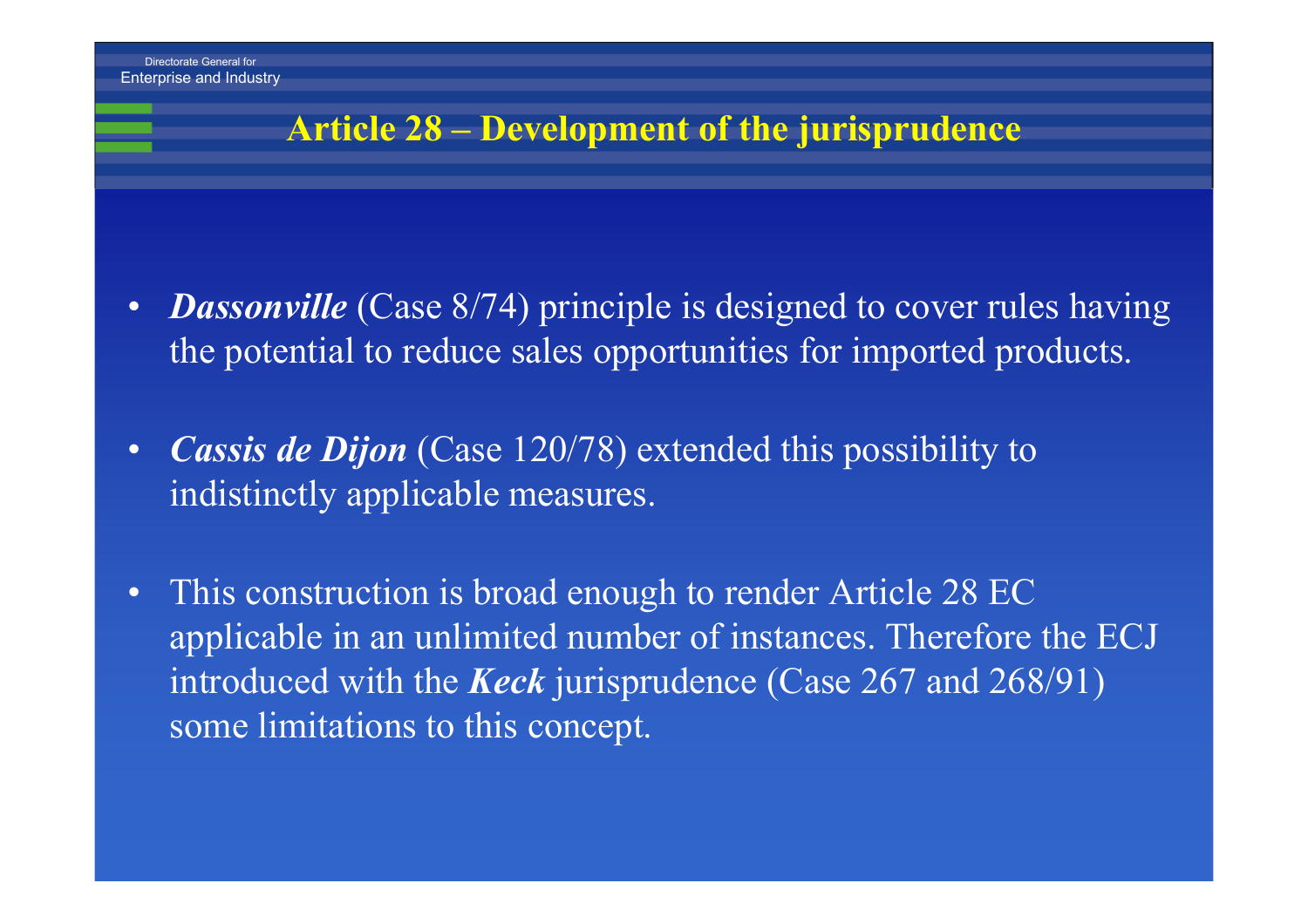## Article 28 – Development of the jurisprudence

- ***Dassonville*** (Case 8/74) principle is designed to cover rules having the potential to reduce sales opportunities for imported products.
- ***Cassis de Dijon*** (Case 120/78) extended this possibility to indistinctly applicable measures.
- This construction is broad enough to render Article 28 EC applicable in an unlimited number of instances. Therefore the ECJ introduced with the ***Keck*** jurisprudence (Case 267 and 268/91) some limitations to this concept.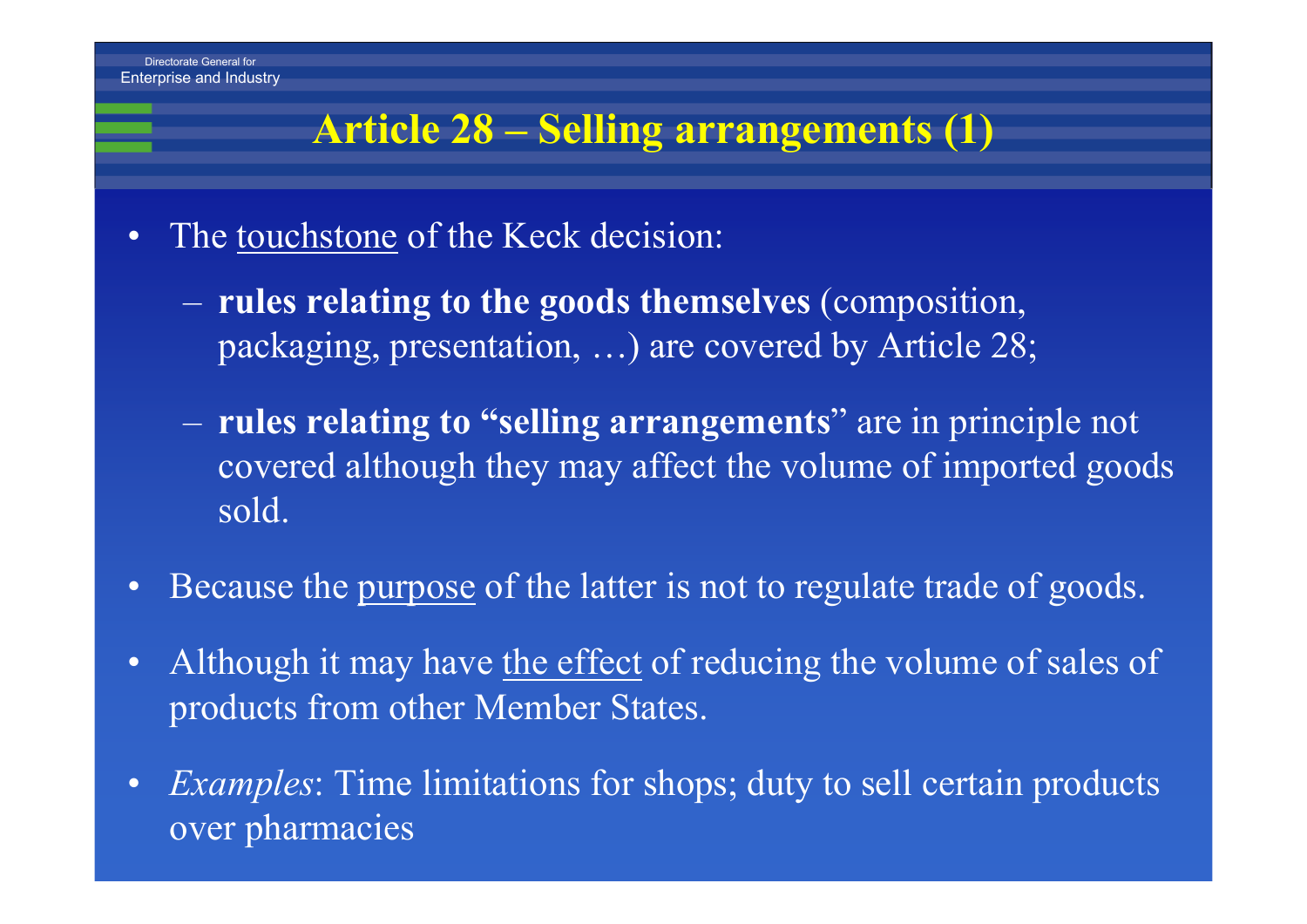# Article 28 – Selling arrangements (1)

- The touchstone of the Keck decision:
  - **rules relating to the goods themselves** (composition, packaging, presentation, …) are covered by Article 28;
  - **rules relating to "selling arrangements**" are in principle not covered although they may affect the volume of imported goods sold.
- Because the purpose of the latter is not to regulate trade of goods.
- Although it may have the effect of reducing the volume of sales of products from other Member States.
- *Examples*: Time limitations for shops; duty to sell certain products over pharmacies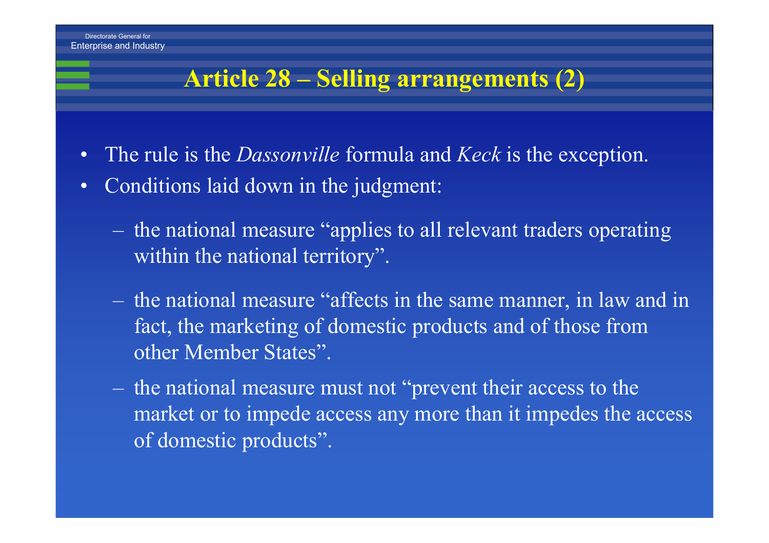## Article 28 – Selling arrangements (2)

- The rule is the *Dassonville* formula and *Keck* is the exception.
- Conditions laid down in the judgment:
  - the national measure "applies to all relevant traders operating within the national territory".
  - the national measure "affects in the same manner, in law and in fact, the marketing of domestic products and of those from other Member States".
  - the national measure must not "prevent their access to the market or to impede access any more than it impedes the access of domestic products".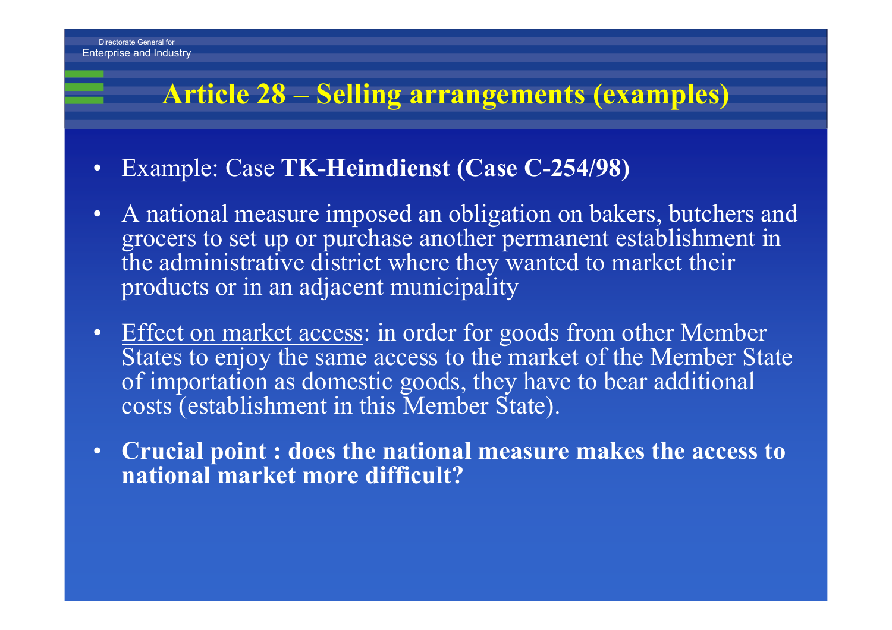# Article 28 – Selling arrangements (examples)

- Example: Case **TK-Heimdienst (Case C-254/98)**
- A national measure imposed an obligation on bakers, butchers and grocers to set up or purchase another permanent establishment in the administrative district where they wanted to market their products or in an adjacent municipality
- <u>Effect on market access</u>: in order for goods from other Member States to enjoy the same access to the market of the Member State of importation as domestic goods, they have to bear additional costs (establishment in this Member State).
- **Crucial point : does the national measure makes the access to national market more difficult?**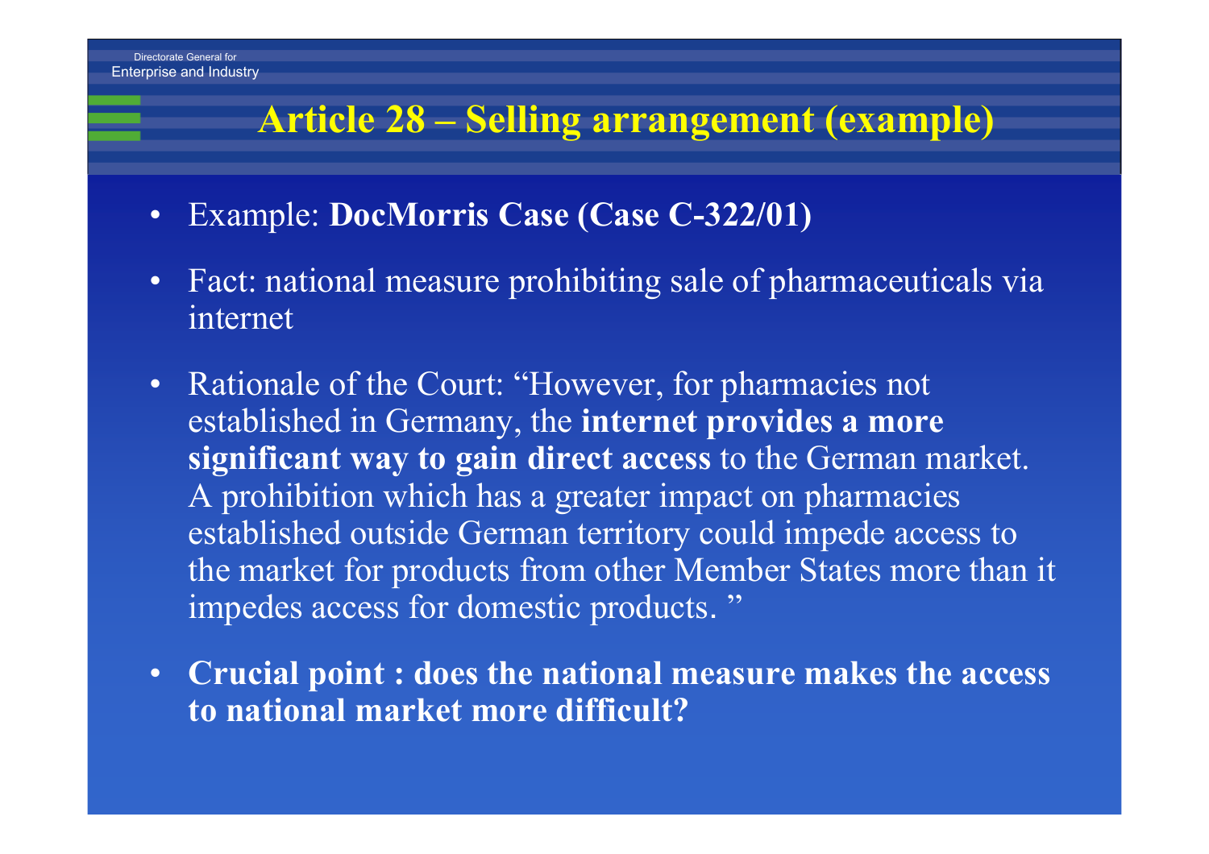# Article 28 – Selling arrangement (example)

- Example: **DocMorris Case (Case C-322/01)**
- Fact: national measure prohibiting sale of pharmaceuticals via internet
- Rationale of the Court: "However, for pharmacies not established in Germany, the **internet provides a more significant way to gain direct access** to the German market. A prohibition which has a greater impact on pharmacies established outside German territory could impede access to the market for products from other Member States more than it impedes access for domestic products. "
- **Crucial point : does the national measure makes the access to national market more difficult?**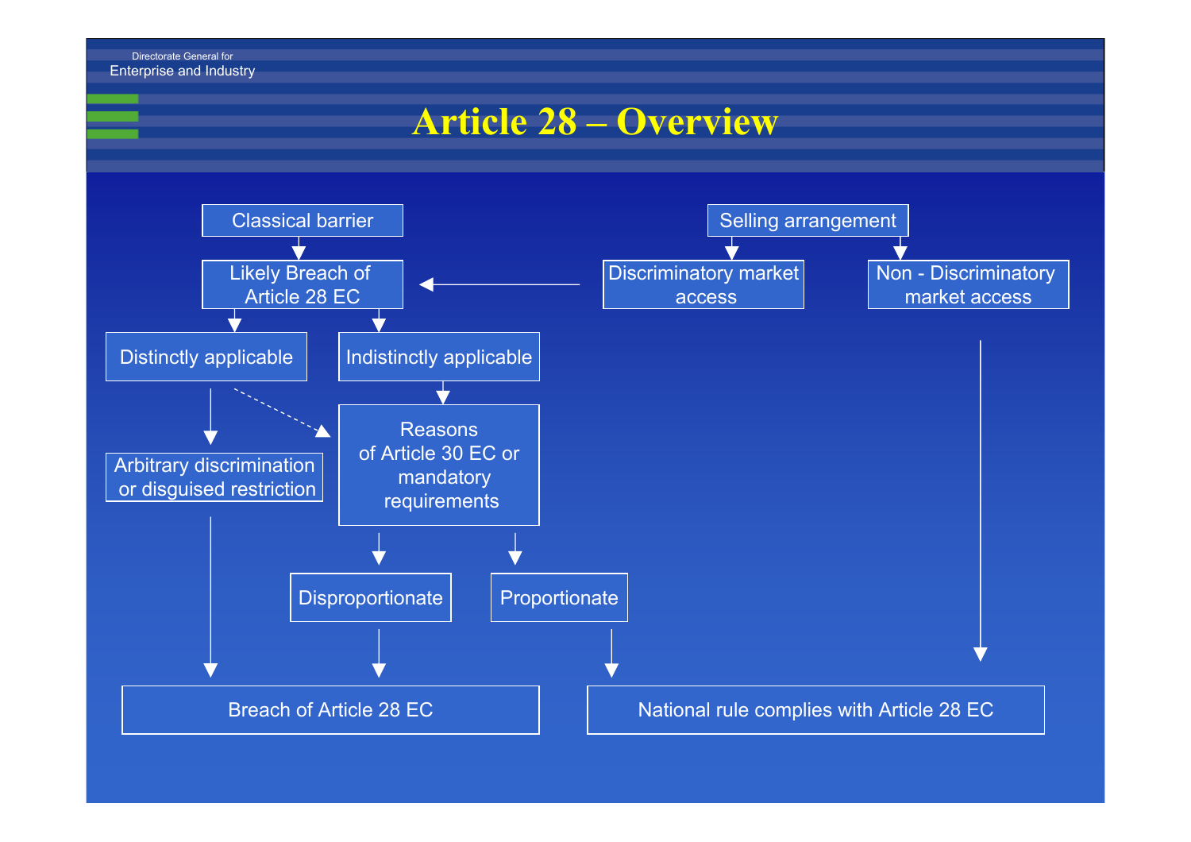# Article 28 – Overview

Classical barrier

Likely Breach of Article 28 EC

Selling arrangement

Discriminatory market access

Non - Discriminatory market access

Distinctly applicable

Indistinctly applicable

Arbitrary discrimination or disguised restriction

Reasons of Article 30 EC or mandatory requirements

Disproportionate

Proportionate

Breach of Article 28 EC

National rule complies with Article 28 EC